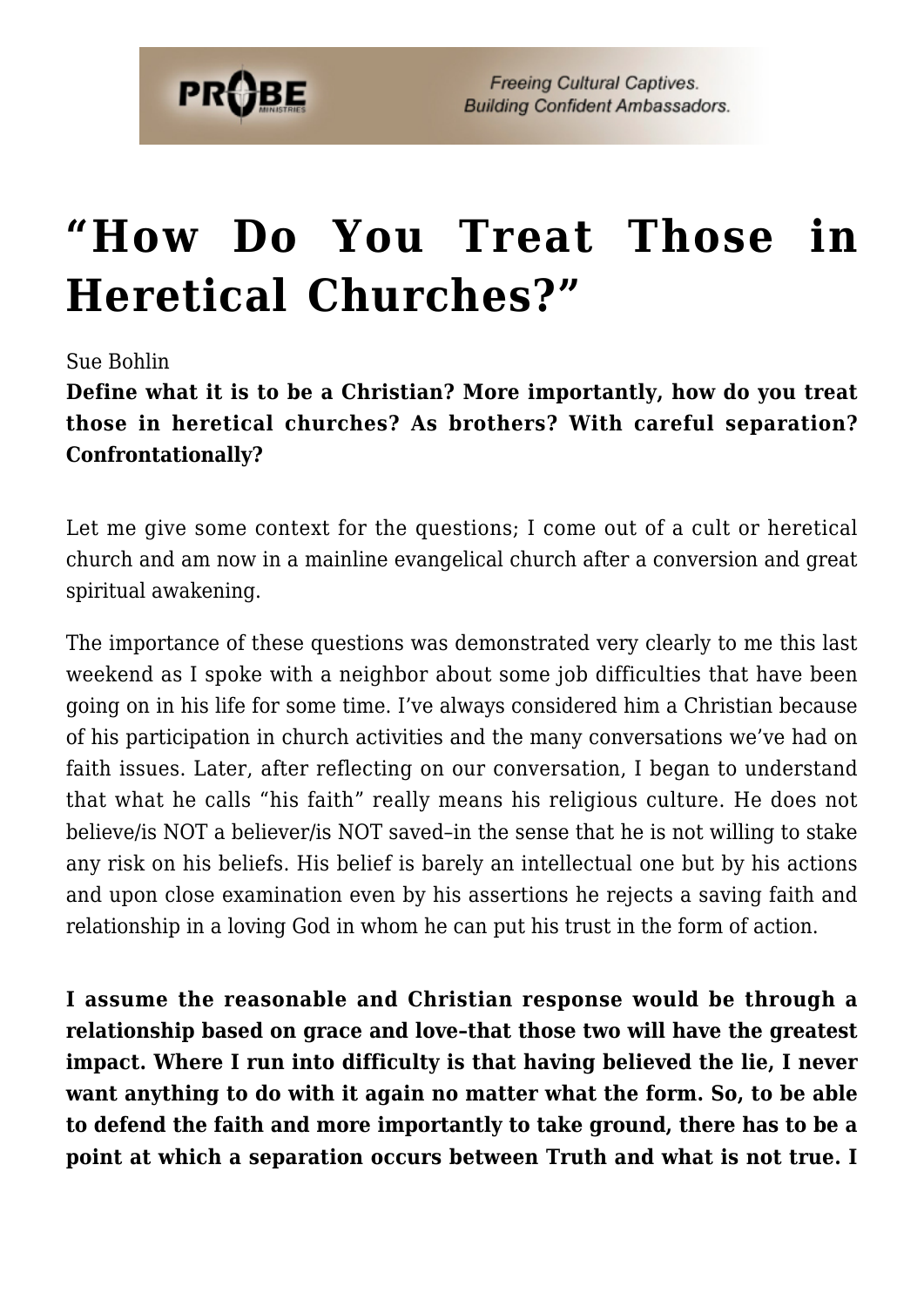# "How Do You Treat Those in Heretical Churches?"

Sue Bohlin

**Define what it is to be a Christian? More importantly, how do you treat those in heretical churches? As brothers? With careful separation? Confrontationally?**

Let me give some context for the questions; I come out of a cult or heretical church and am now in a mainline evangelical church after a conversion and great spiritual awakening.

The importance of these questions was demonstrated very clearly to me this last weekend as I spoke with a neighbor about some job difficulties that have been going on in his life for some time. I've always considered him a Christian because of his participation in church activities and the many conversations we've had on faith issues. Later, after reflecting on our conversation, I began to understand that what he calls "his faith" really means his religious culture. He does not believe/is NOT a believer/is NOT saved–in the sense that he is not willing to stake any risk on his beliefs. His belief is barely an intellectual one but by his actions and upon close examination even by his assertions he rejects a saving faith and relationship in a loving God in whom he can put his trust in the form of action.

**I assume the reasonable and Christian response would be through a relationship based on grace and love–that those two will have the greatest impact. Where I run into difficulty is that having believed the lie, I never want anything to do with it again no matter what the form. So, to be able to defend the faith and more importantly to take ground, there has to be a point at which a separation occurs between Truth and what is not true. I**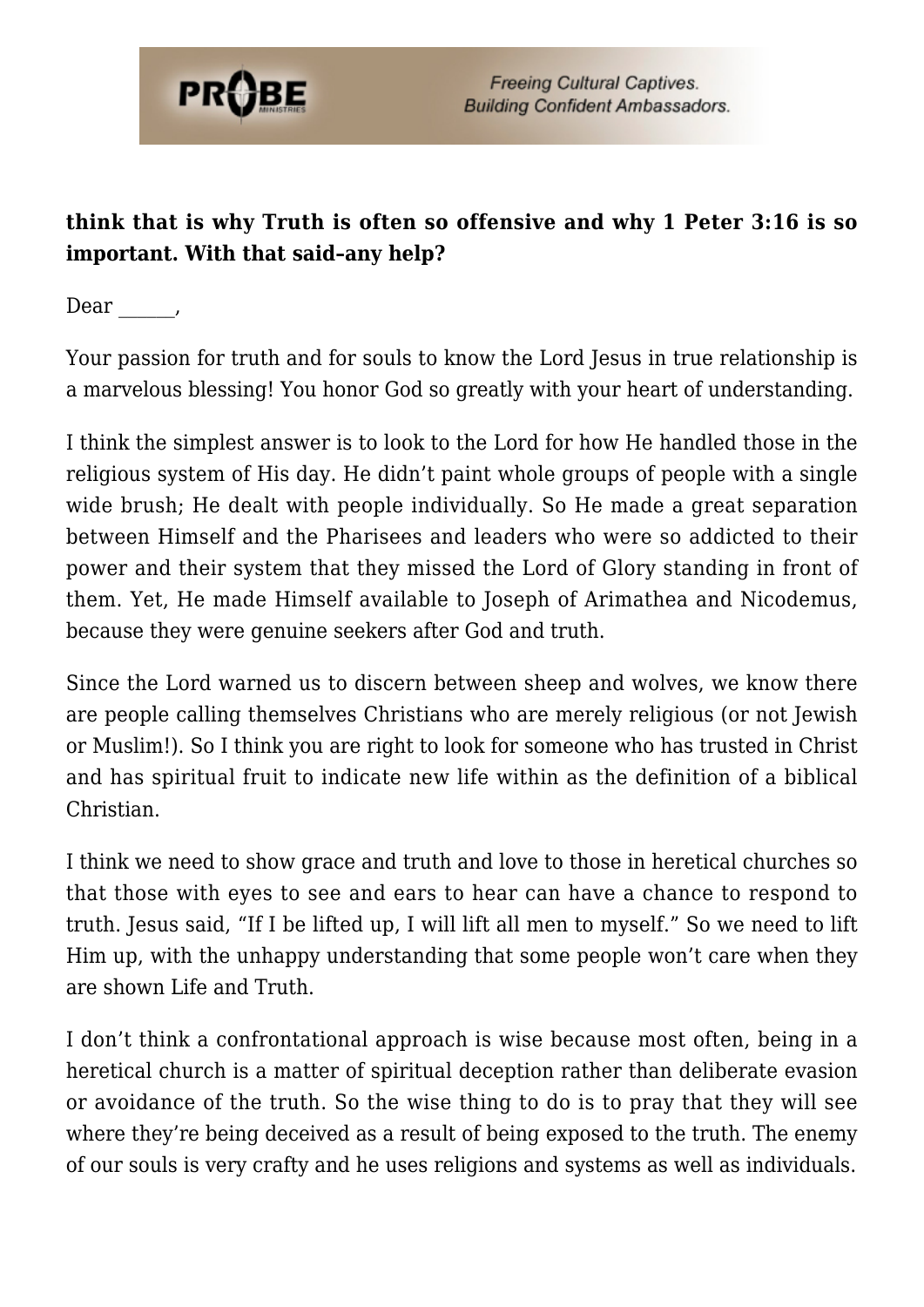**think that is why Truth is often so offensive and why 1 Peter 3:16 is so important. With that said–any help?**

Dear ______,

Your passion for truth and for souls to know the Lord Jesus in true relationship is a marvelous blessing! You honor God so greatly with your heart of understanding.

I think the simplest answer is to look to the Lord for how He handled those in the religious system of His day. He didn't paint whole groups of people with a single wide brush; He dealt with people individually. So He made a great separation between Himself and the Pharisees and leaders who were so addicted to their power and their system that they missed the Lord of Glory standing in front of them. Yet, He made Himself available to Joseph of Arimathea and Nicodemus, because they were genuine seekers after God and truth.

Since the Lord warned us to discern between sheep and wolves, we know there are people calling themselves Christians who are merely religious (or not Jewish or Muslim!). So I think you are right to look for someone who has trusted in Christ and has spiritual fruit to indicate new life within as the definition of a biblical Christian.

I think we need to show grace and truth and love to those in heretical churches so that those with eyes to see and ears to hear can have a chance to respond to truth. Jesus said, "If I be lifted up, I will lift all men to myself." So we need to lift Him up, with the unhappy understanding that some people won't care when they are shown Life and Truth.

I don't think a confrontational approach is wise because most often, being in a heretical church is a matter of spiritual deception rather than deliberate evasion or avoidance of the truth. So the wise thing to do is to pray that they will see where they're being deceived as a result of being exposed to the truth. The enemy of our souls is very crafty and he uses religions and systems as well as individuals.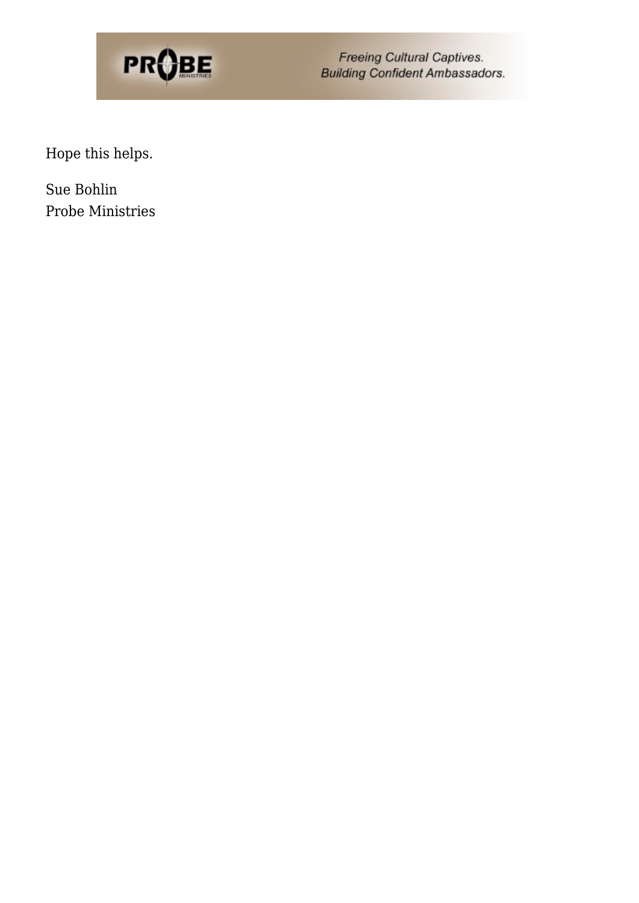Hope this helps.

Sue Bohlin
Probe Ministries